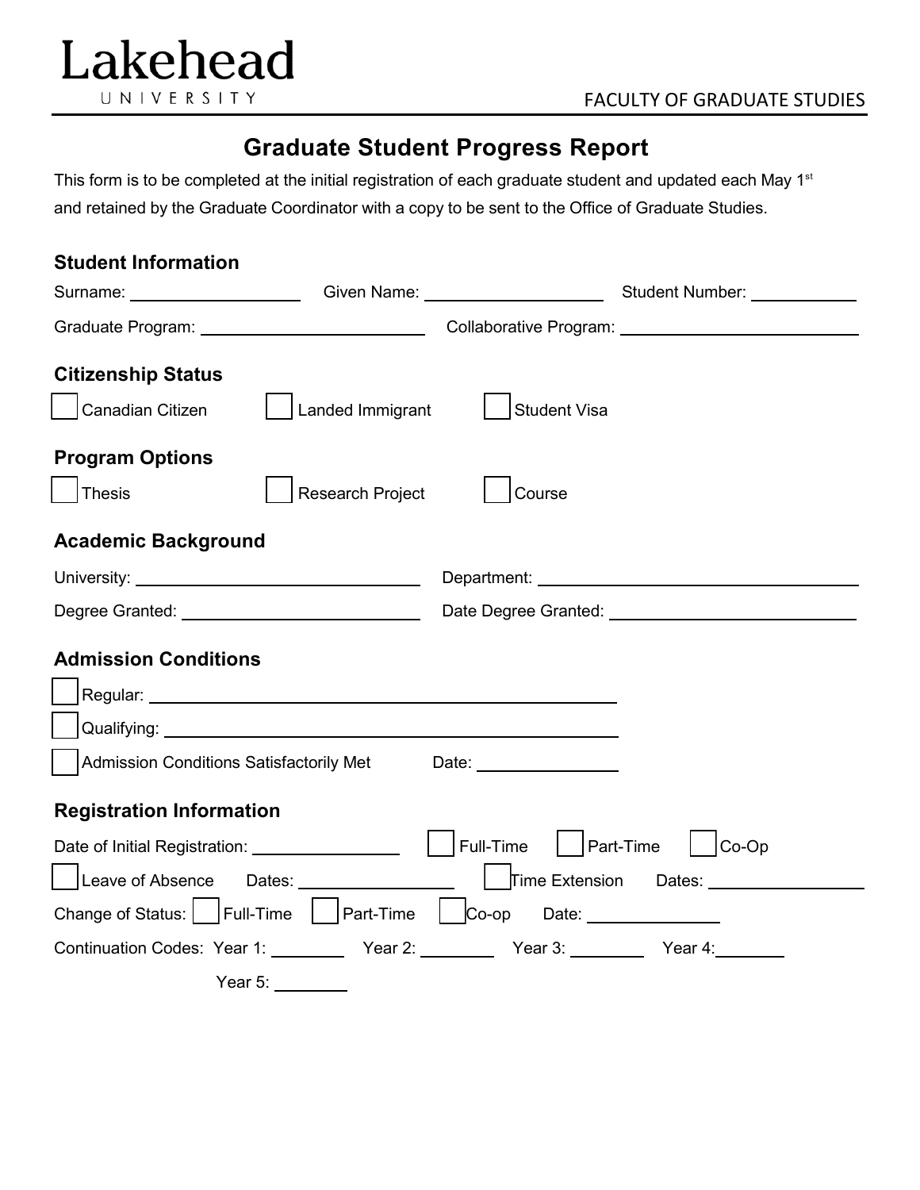Lakehead
UNIVERSITY

FACULTY OF GRADUATE STUDIES

# Graduate Student Progress Report

This form is to be completed at the initial registration of each graduate student and updated each May 1st and retained by the Graduate Coordinator with a copy to be sent to the Office of Graduate Studies.

## Student Information

Surname: ____________________ Given Name: ____________________ Student Number: ____________

Graduate Program: __________________________ Collaborative Program: __________________________

## Citizenship Status

☐ Canadian Citizen ☐ Landed Immigrant ☐ Student Visa

## Program Options

☐ Thesis ☐ Research Project ☐ Course

## Academic Background

University: ______________________________ Department: ______________________________

Degree Granted: __________________________ Date Degree Granted: __________________________

## Admission Conditions

☐ Regular: ____________________________________________

☐ Qualifying: ____________________________________________

☐ Admission Conditions Satisfactorily Met Date: ________________

## Registration Information

Date of Initial Registration: ________________ ☐ Full-Time ☐ Part-Time ☐ Co-Op

☐ Leave of Absence Dates: __________________ ☐ Time Extension Dates: __________________

Change of Status: ☐ Full-Time ☐ Part-Time ☐ Co-op Date: ______________

Continuation Codes: Year 1: ________ Year 2: ________ Year 3: ________ Year 4: ________

Year 5: ________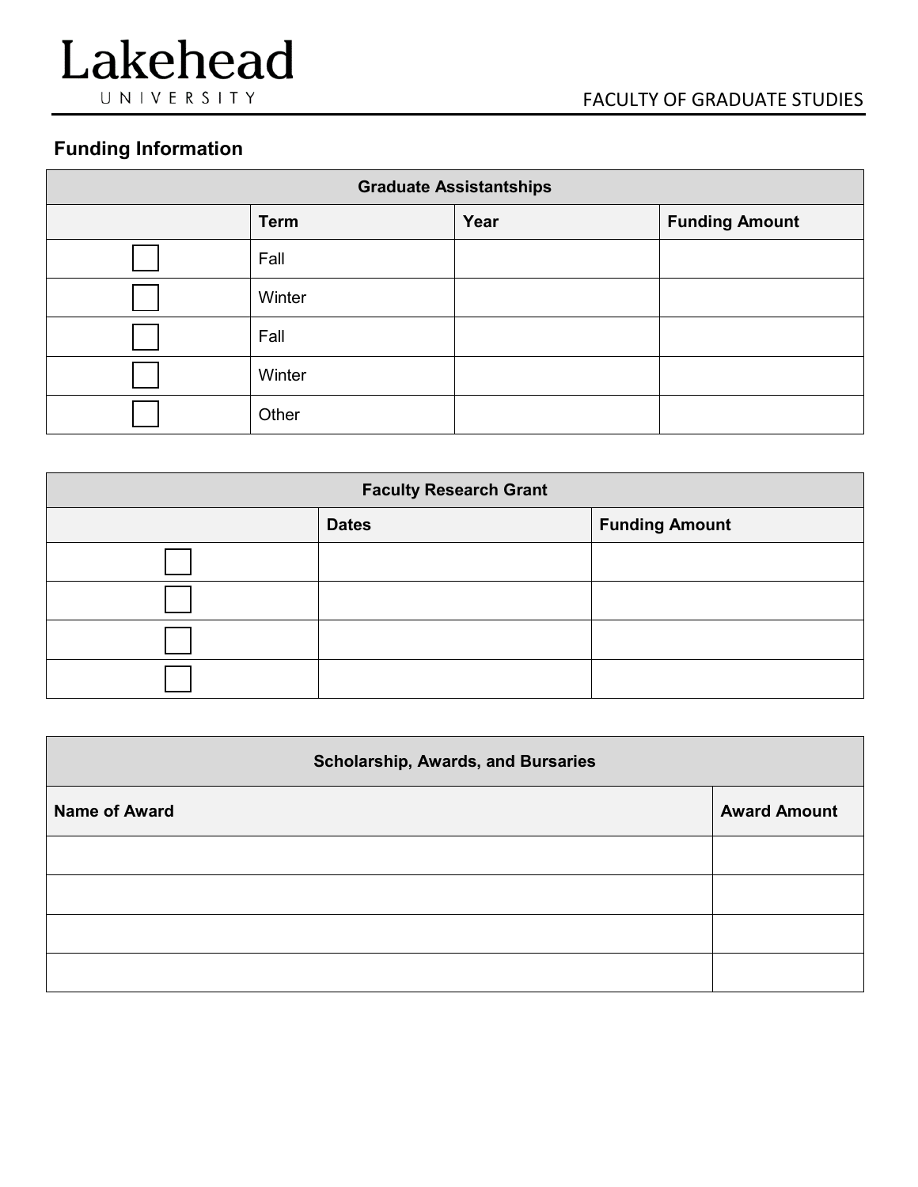## Funding Information

| Graduate Assistantships | | | |
|---|---|---|---|
| | **Term** | **Year** | **Funding Amount** |
| ☐ | Fall | | |
| ☐ | Winter | | |
| ☐ | Fall | | |
| ☐ | Winter | | |
| ☐ | Other | | |

| Faculty Research Grant | | |
|---|---|---|
| | **Dates** | **Funding Amount** |
| ☐ | | |
| ☐ | | |
| ☐ | | |
| ☐ | | |

| Scholarship, Awards, and Bursaries | |
|---|---|
| **Name of Award** | **Award Amount** |
| | |
| | |
| | |
| | |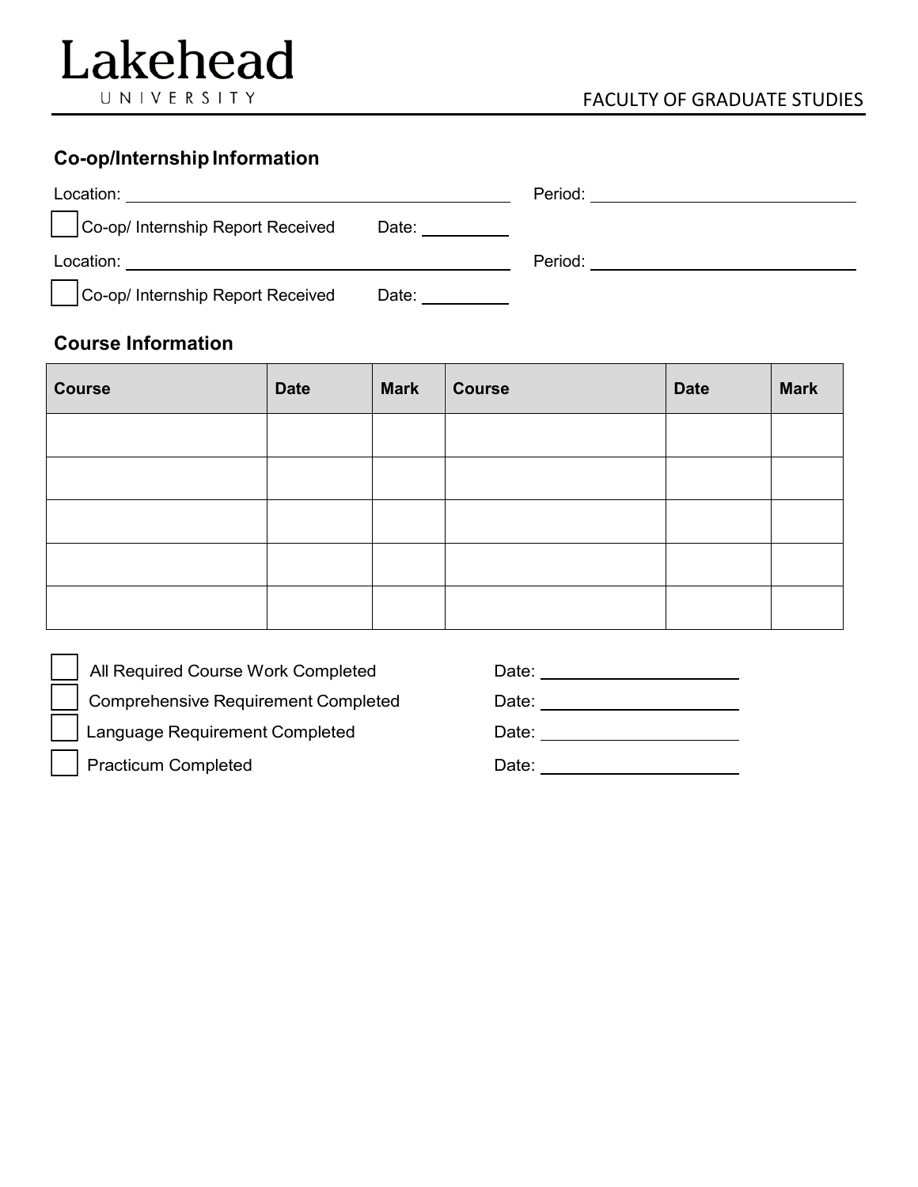Lakehead UNIVERSITY

FACULTY OF GRADUATE STUDIES

## Co-op/Internship Information

Location: ______________________ Period: ______________________

☐ Co-op/ Internship Report Received Date: __________

Location: ______________________ Period: ______________________

☐ Co-op/ Internship Report Received Date: __________

## Course Information

| Course | Date | Mark | Course | Date | Mark |
|---|---|---|---|---|---|
| | | | | | |
| | | | | | |
| | | | | | |
| | | | | | |
| | | | | | |

☐ All Required Course Work Completed Date: ______________________

☐ Comprehensive Requirement Completed Date: ______________________

☐ Language Requirement Completed Date: ______________________

☐ Practicum Completed Date: ______________________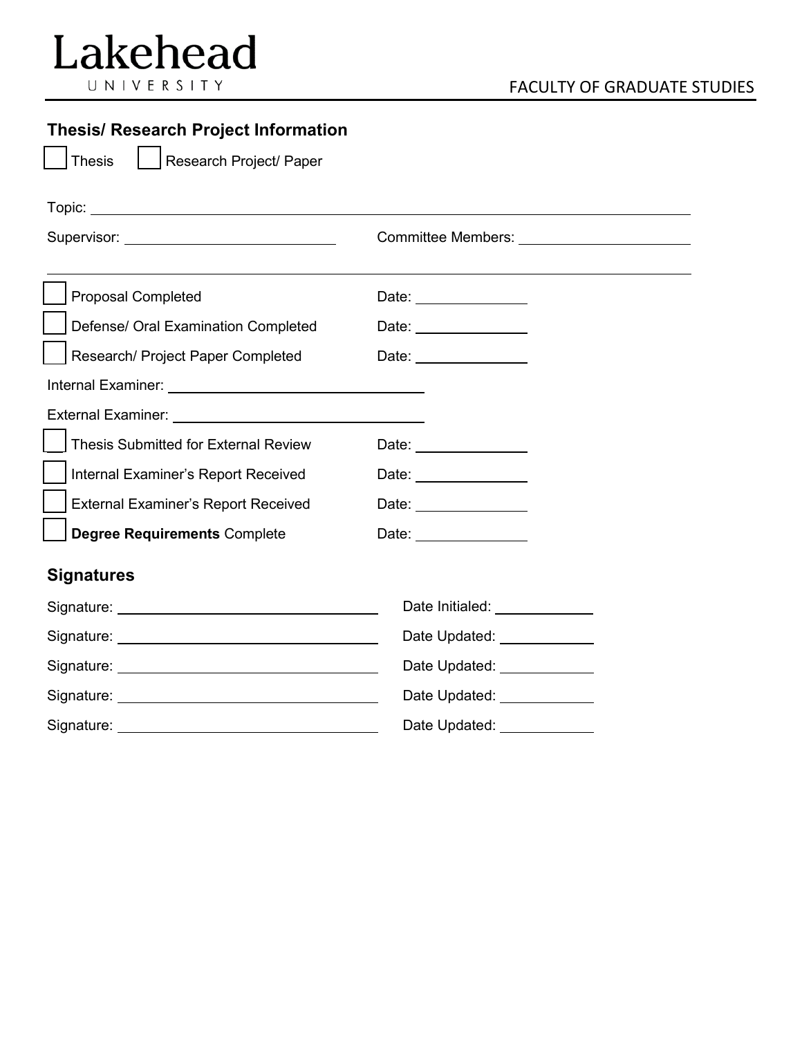Lakehead UNIVERSITY

FACULTY OF GRADUATE STUDIES

## Thesis/ Research Project Information

☐ Thesis ☐ Research Project/ Paper

Topic: ______________________________________________

Supervisor: ____________________ Committee Members: ____________________

______________________________________________

☐ Proposal Completed Date: __________

☐ Defense/ Oral Examination Completed Date: __________

☐ Research/ Project Paper Completed Date: __________

Internal Examiner: ____________________

External Examiner: ____________________

☐ Thesis Submitted for External Review Date: __________

☐ Internal Examiner's Report Received Date: __________

☐ External Examiner's Report Received Date: __________

☐ **Degree Requirements** Complete Date: __________

## Signatures

Signature: ____________________ Date Initialed: __________

Signature: ____________________ Date Updated: __________

Signature: ____________________ Date Updated: __________

Signature: ____________________ Date Updated: __________

Signature: ____________________ Date Updated: __________